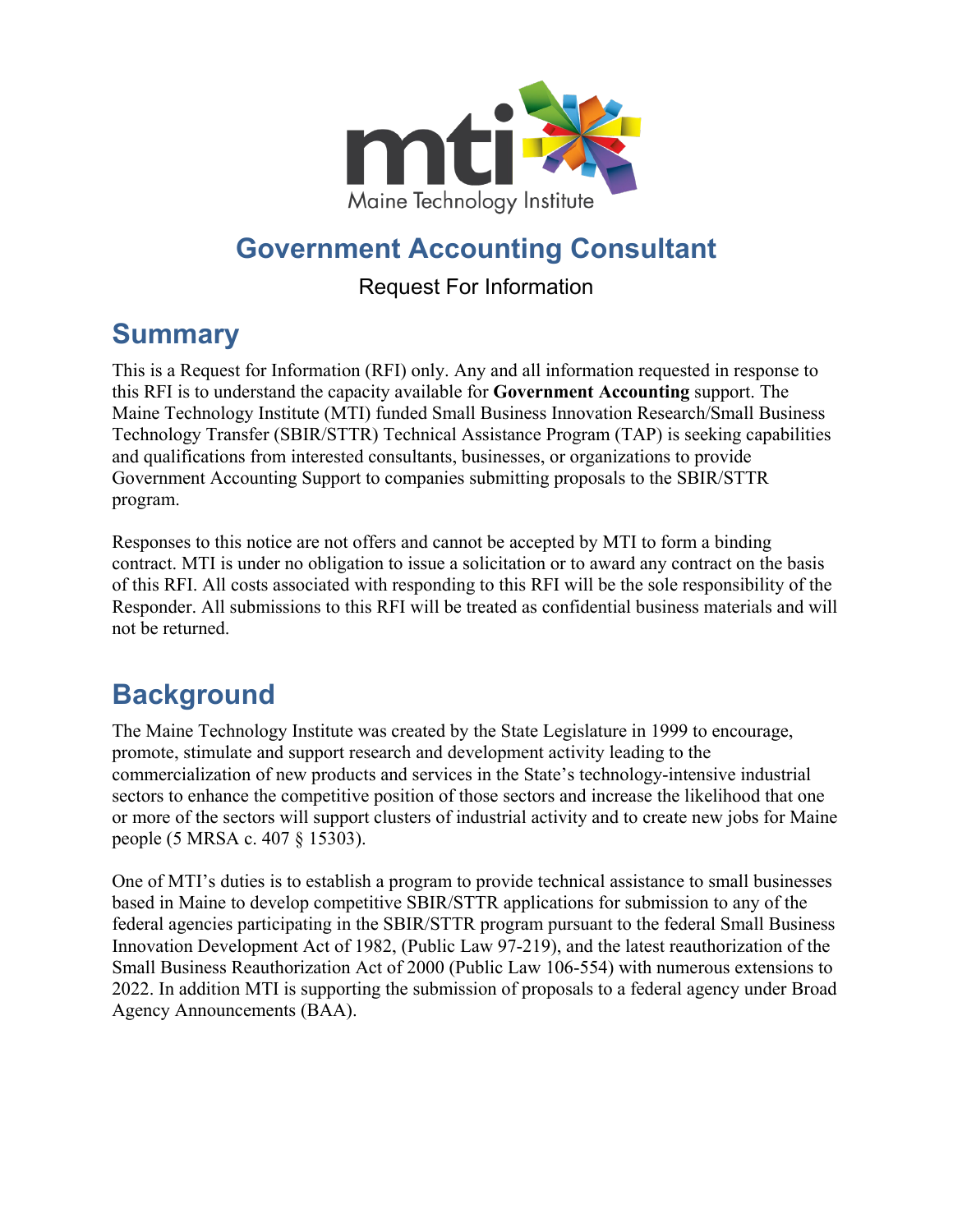# Government Accounting Consultant

Request For Information

## Summary

This is a Request for Information (RFI) only. Any and all information requested in response to this RFI is to understand the capacity available for **Government Accounting** support. The Maine Technology Institute (MTI) funded Small Business Innovation Research/Small Business Technology Transfer (SBIR/STTR) Technical Assistance Program (TAP) is seeking capabilities and qualifications from interested consultants, businesses, or organizations to provide Government Accounting Support to companies submitting proposals to the SBIR/STTR program.

Responses to this notice are not offers and cannot be accepted by MTI to form a binding contract. MTI is under no obligation to issue a solicitation or to award any contract on the basis of this RFI. All costs associated with responding to this RFI will be the sole responsibility of the Responder. All submissions to this RFI will be treated as confidential business materials and will not be returned.

## Background

The Maine Technology Institute was created by the State Legislature in 1999 to encourage, promote, stimulate and support research and development activity leading to the commercialization of new products and services in the State's technology-intensive industrial sectors to enhance the competitive position of those sectors and increase the likelihood that one or more of the sectors will support clusters of industrial activity and to create new jobs for Maine people (5 MRSA c. 407 § 15303).

One of MTI's duties is to establish a program to provide technical assistance to small businesses based in Maine to develop competitive SBIR/STTR applications for submission to any of the federal agencies participating in the SBIR/STTR program pursuant to the federal Small Business Innovation Development Act of 1982, (Public Law 97-219), and the latest reauthorization of the Small Business Reauthorization Act of 2000 (Public Law 106-554) with numerous extensions to 2022. In addition MTI is supporting the submission of proposals to a federal agency under Broad Agency Announcements (BAA).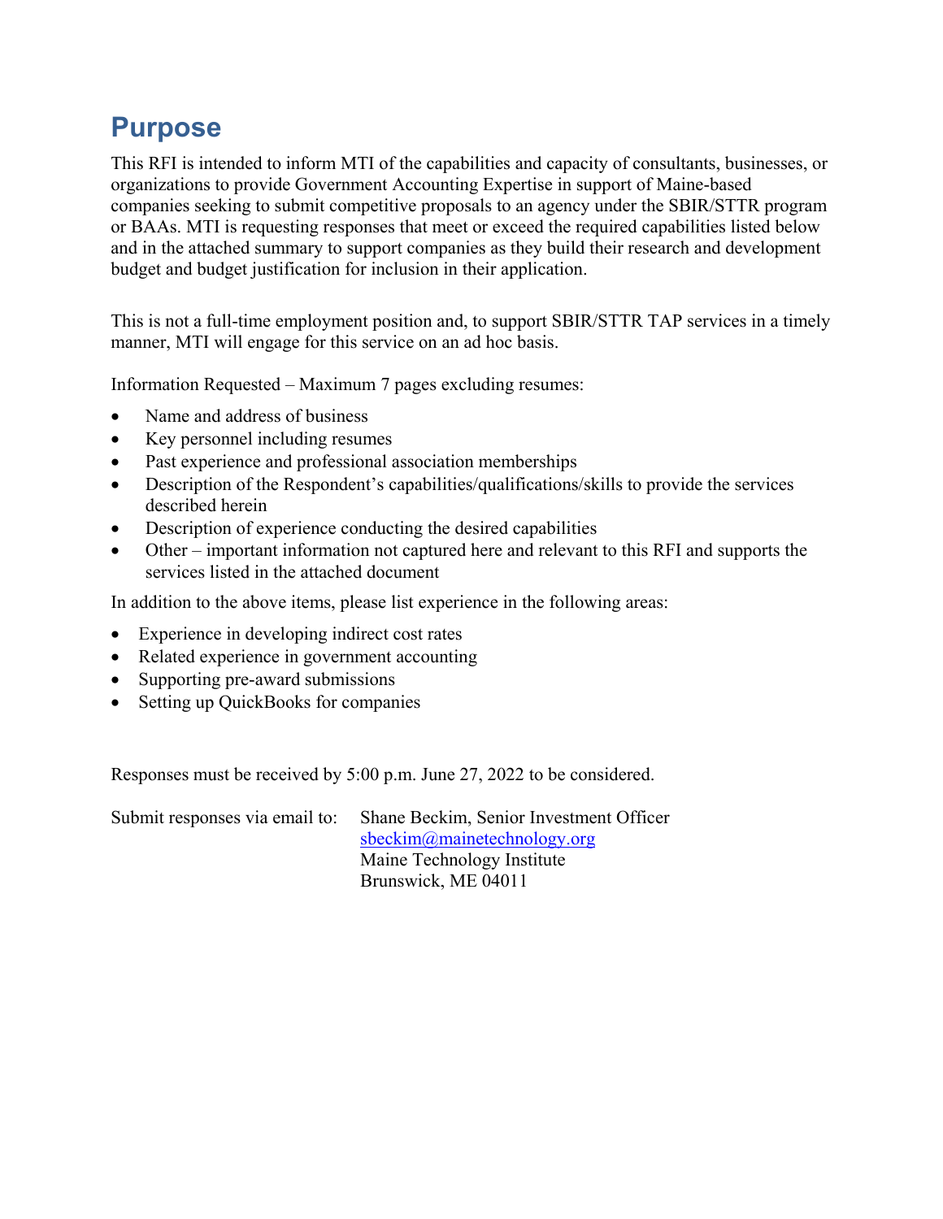## Purpose

This RFI is intended to inform MTI of the capabilities and capacity of consultants, businesses, or organizations to provide Government Accounting Expertise in support of Maine-based companies seeking to submit competitive proposals to an agency under the SBIR/STTR program or BAAs. MTI is requesting responses that meet or exceed the required capabilities listed below and in the attached summary to support companies as they build their research and development budget and budget justification for inclusion in their application.

This is not a full-time employment position and, to support SBIR/STTR TAP services in a timely manner, MTI will engage for this service on an ad hoc basis.

Information Requested – Maximum 7 pages excluding resumes:

- Name and address of business
- Key personnel including resumes
- Past experience and professional association memberships
- Description of the Respondent's capabilities/qualifications/skills to provide the services described herein
- Description of experience conducting the desired capabilities
- Other – important information not captured here and relevant to this RFI and supports the services listed in the attached document

In addition to the above items, please list experience in the following areas:

- Experience in developing indirect cost rates
- Related experience in government accounting
- Supporting pre-award submissions
- Setting up QuickBooks for companies

Responses must be received by 5:00 p.m. June 27, 2022 to be considered.

Submit responses via email to:
Shane Beckim, Senior Investment Officer
sbeckim@mainetechnology.org
Maine Technology Institute
Brunswick, ME 04011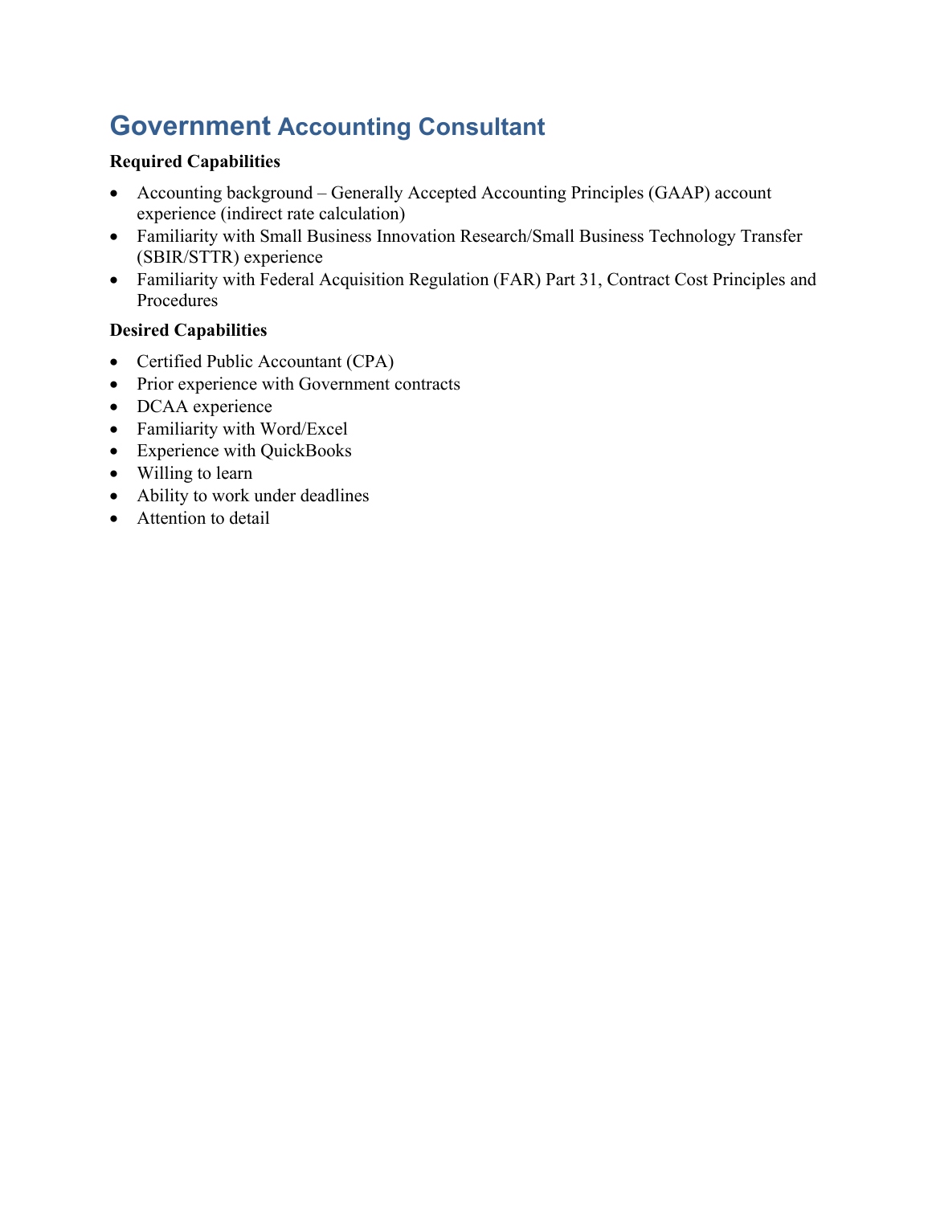# Government Accounting Consultant

**Required Capabilities**

- Accounting background – Generally Accepted Accounting Principles (GAAP) account experience (indirect rate calculation)
- Familiarity with Small Business Innovation Research/Small Business Technology Transfer (SBIR/STTR) experience
- Familiarity with Federal Acquisition Regulation (FAR) Part 31, Contract Cost Principles and Procedures

**Desired Capabilities**

- Certified Public Accountant (CPA)
- Prior experience with Government contracts
- DCAA experience
- Familiarity with Word/Excel
- Experience with QuickBooks
- Willing to learn
- Ability to work under deadlines
- Attention to detail